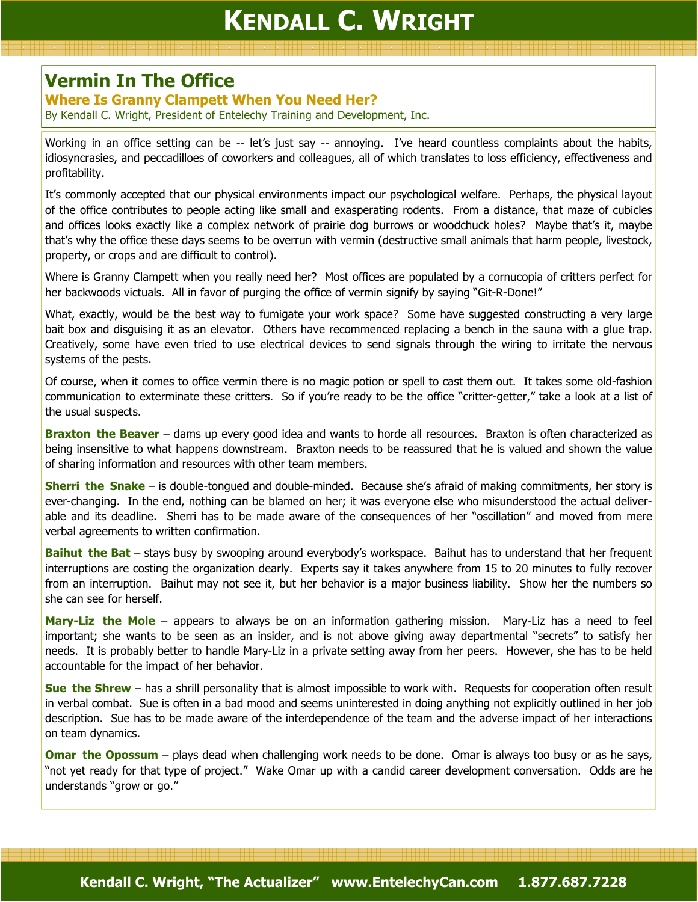# Kendall C. Wright

## Vermin In The Office

### Where Is Granny Clampett When You Need Her?

By Kendall C. Wright, President of Entelechy Training and Development, Inc.

Working in an office setting can be -- let's just say -- annoying. I've heard countless complaints about the habits, idiosyncrasies, and peccadilloes of coworkers and colleagues, all of which translates to loss efficiency, effectiveness and profitability.

It's commonly accepted that our physical environments impact our psychological welfare. Perhaps, the physical layout of the office contributes to people acting like small and exasperating rodents. From a distance, that maze of cubicles and offices looks exactly like a complex network of prairie dog burrows or woodchuck holes? Maybe that's it, maybe that's why the office these days seems to be overrun with vermin (destructive small animals that harm people, livestock, property, or crops and are difficult to control).

Where is Granny Clampett when you really need her? Most offices are populated by a cornucopia of critters perfect for her backwoods victuals. All in favor of purging the office of vermin signify by saying "Git-R-Done!"

What, exactly, would be the best way to fumigate your work space? Some have suggested constructing a very large bait box and disguising it as an elevator. Others have recommenced replacing a bench in the sauna with a glue trap. Creatively, some have even tried to use electrical devices to send signals through the wiring to irritate the nervous systems of the pests.

Of course, when it comes to office vermin there is no magic potion or spell to cast them out. It takes some old-fashion communication to exterminate these critters. So if you're ready to be the office "critter-getter," take a look at a list of the usual suspects.

**Braxton the Beaver** – dams up every good idea and wants to horde all resources. Braxton is often characterized as being insensitive to what happens downstream. Braxton needs to be reassured that he is valued and shown the value of sharing information and resources with other team members.

**Sherri the Snake** – is double-tongued and double-minded. Because she's afraid of making commitments, her story is ever-changing. In the end, nothing can be blamed on her; it was everyone else who misunderstood the actual deliverable and its deadline. Sherri has to be made aware of the consequences of her "oscillation" and moved from mere verbal agreements to written confirmation.

**Baihut the Bat** – stays busy by swooping around everybody's workspace. Baihut has to understand that her frequent interruptions are costing the organization dearly. Experts say it takes anywhere from 15 to 20 minutes to fully recover from an interruption. Baihut may not see it, but her behavior is a major business liability. Show her the numbers so she can see for herself.

**Mary-Liz the Mole** – appears to always be on an information gathering mission. Mary-Liz has a need to feel important; she wants to be seen as an insider, and is not above giving away departmental "secrets" to satisfy her needs. It is probably better to handle Mary-Liz in a private setting away from her peers. However, she has to be held accountable for the impact of her behavior.

**Sue the Shrew** – has a shrill personality that is almost impossible to work with. Requests for cooperation often result in verbal combat. Sue is often in a bad mood and seems uninterested in doing anything not explicitly outlined in her job description. Sue has to be made aware of the interdependence of the team and the adverse impact of her interactions on team dynamics.

**Omar the Opossum** – plays dead when challenging work needs to be done. Omar is always too busy or as he says, "not yet ready for that type of project." Wake Omar up with a candid career development conversation. Odds are he understands "grow or go."

Kendall C. Wright, "The Actualizer" www.EntelechyCan.com 1.877.687.7228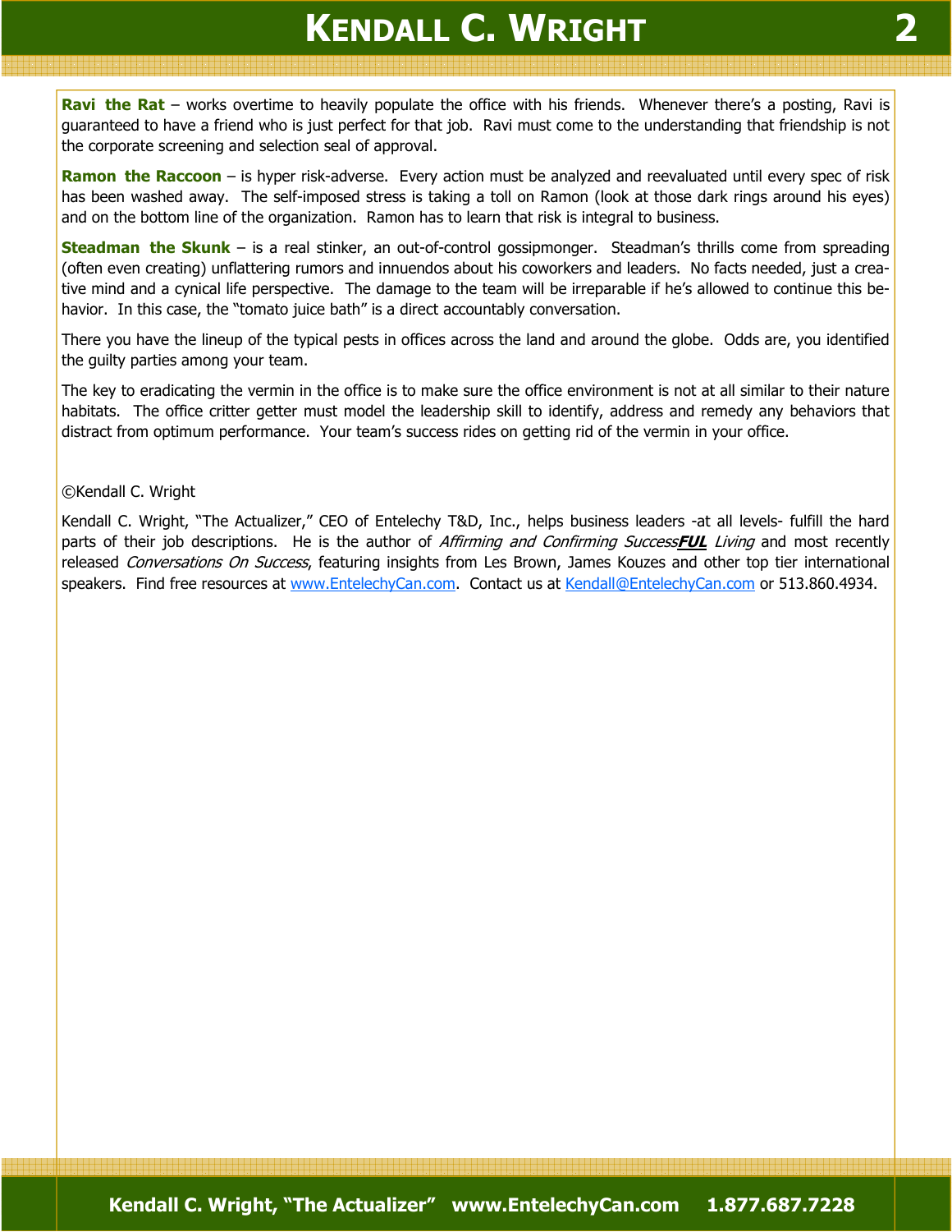**Ravi the Rat** – works overtime to heavily populate the office with his friends. Whenever there's a posting, Ravi is guaranteed to have a friend who is just perfect for that job. Ravi must come to the understanding that friendship is not the corporate screening and selection seal of approval.

**Ramon the Raccoon** – is hyper risk-adverse. Every action must be analyzed and reevaluated until every spec of risk has been washed away. The self-imposed stress is taking a toll on Ramon (look at those dark rings around his eyes) and on the bottom line of the organization. Ramon has to learn that risk is integral to business.

**Steadman the Skunk** – is a real stinker, an out-of-control gossipmonger. Steadman's thrills come from spreading (often even creating) unflattering rumors and innuendos about his coworkers and leaders. No facts needed, just a creative mind and a cynical life perspective. The damage to the team will be irreparable if he's allowed to continue this behavior. In this case, the "tomato juice bath" is a direct accountably conversation.

There you have the lineup of the typical pests in offices across the land and around the globe. Odds are, you identified the guilty parties among your team.

The key to eradicating the vermin in the office is to make sure the office environment is not at all similar to their nature habitats. The office critter getter must model the leadership skill to identify, address and remedy any behaviors that distract from optimum performance. Your team's success rides on getting rid of the vermin in your office.

©Kendall C. Wright

Kendall C. Wright, "The Actualizer," CEO of Entelechy T&D, Inc., helps business leaders -at all levels- fulfill the hard parts of their job descriptions. He is the author of *Affirming and Confirming Success**FUL** Living* and most recently released *Conversations On Success*, featuring insights from Les Brown, James Kouzes and other top tier international speakers. Find free resources at www.EntelechyCan.com. Contact us at Kendall@EntelechyCan.com or 513.860.4934.